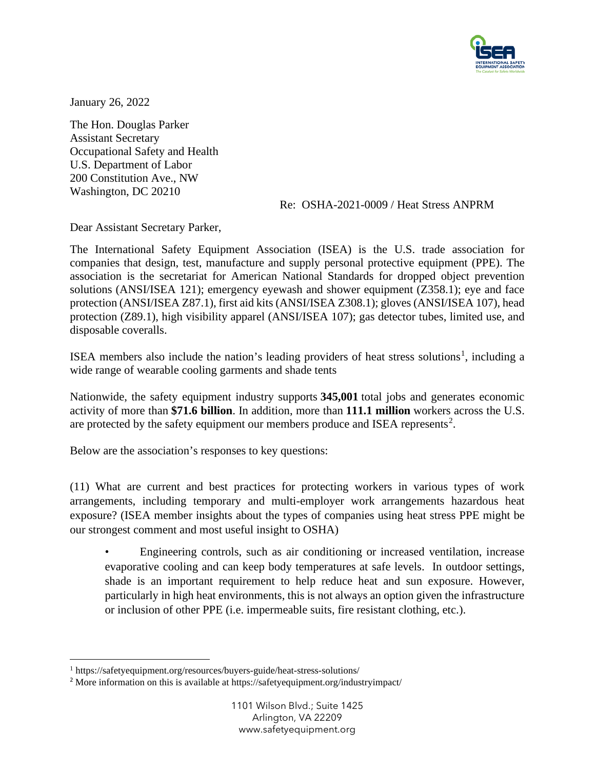January 26, 2022

The Hon. Douglas Parker
Assistant Secretary
Occupational Safety and Health
U.S. Department of Labor
200 Constitution Ave., NW
Washington, DC 20210

Re: OSHA-2021-0009 / Heat Stress ANPRM

Dear Assistant Secretary Parker,

The International Safety Equipment Association (ISEA) is the U.S. trade association for companies that design, test, manufacture and supply personal protective equipment (PPE). The association is the secretariat for American National Standards for dropped object prevention solutions (ANSI/ISEA 121); emergency eyewash and shower equipment (Z358.1); eye and face protection (ANSI/ISEA Z87.1), first aid kits (ANSI/ISEA Z308.1); gloves (ANSI/ISEA 107), head protection (Z89.1), high visibility apparel (ANSI/ISEA 107); gas detector tubes, limited use, and disposable coveralls.

ISEA members also include the nation's leading providers of heat stress solutions[1], including a wide range of wearable cooling garments and shade tents

Nationwide, the safety equipment industry supports **345,001** total jobs and generates economic activity of more than **$71.6 billion**. In addition, more than **111.1 million** workers across the U.S. are protected by the safety equipment our members produce and ISEA represents[2].

Below are the association's responses to key questions:

(11) What are current and best practices for protecting workers in various types of work arrangements, including temporary and multi-employer work arrangements hazardous heat exposure? (ISEA member insights about the types of companies using heat stress PPE might be our strongest comment and most useful insight to OSHA)

- Engineering controls, such as air conditioning or increased ventilation, increase evaporative cooling and can keep body temperatures at safe levels. In outdoor settings, shade is an important requirement to help reduce heat and sun exposure. However, particularly in high heat environments, this is not always an option given the infrastructure or inclusion of other PPE (i.e. impermeable suits, fire resistant clothing, etc.).

---

[1] https://safetyequipment.org/resources/buyers-guide/heat-stress-solutions/

[2] More information on this is available at https://safetyequipment.org/industryimpact/

1101 Wilson Blvd.; Suite 1425
Arlington, VA 22209
www.safetyequipment.org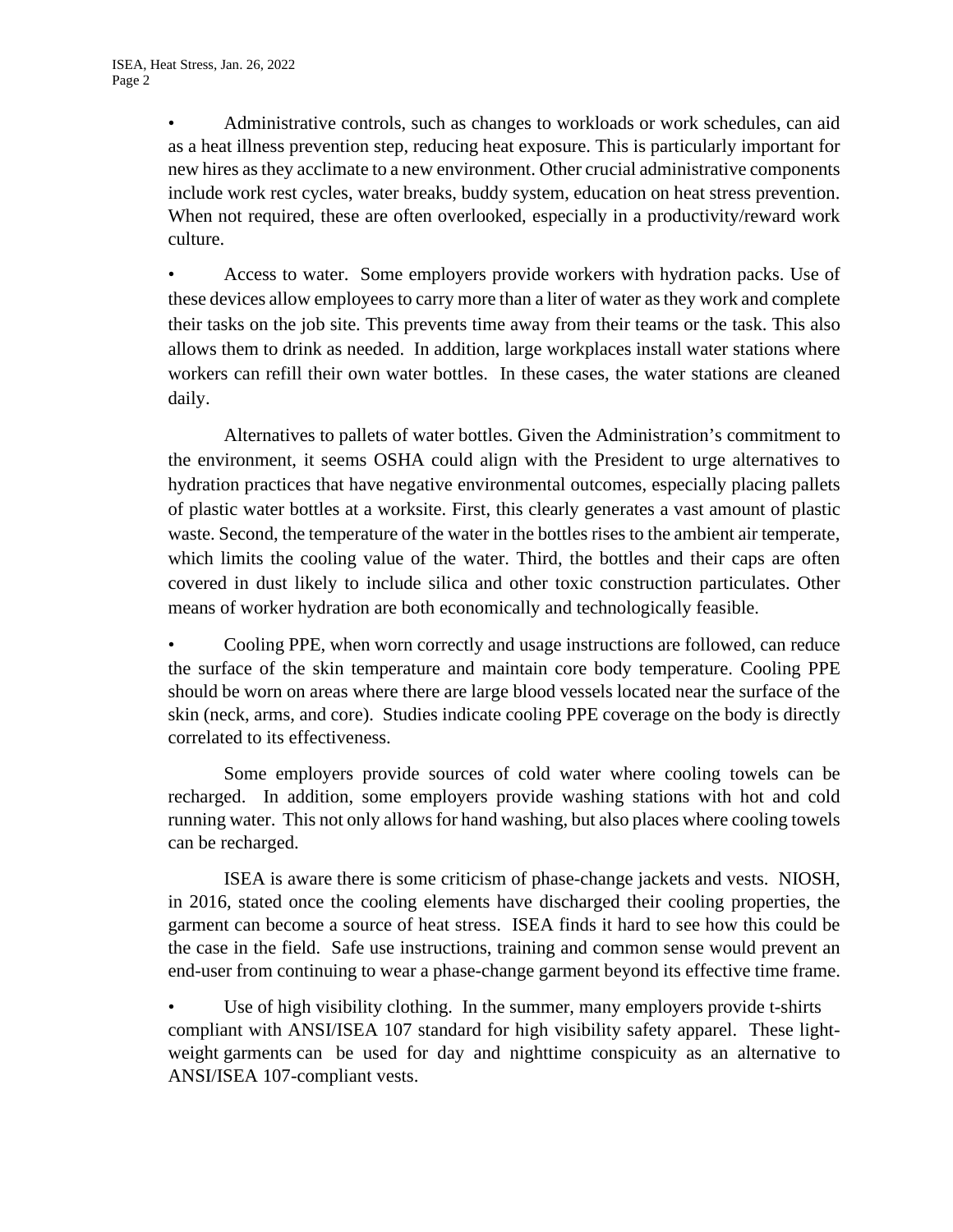- Administrative controls, such as changes to workloads or work schedules, can aid as a heat illness prevention step, reducing heat exposure. This is particularly important for new hires as they acclimate to a new environment. Other crucial administrative components include work rest cycles, water breaks, buddy system, education on heat stress prevention. When not required, these are often overlooked, especially in a productivity/reward work culture.

- Access to water. Some employers provide workers with hydration packs. Use of these devices allow employees to carry more than a liter of water as they work and complete their tasks on the job site. This prevents time away from their teams or the task. This also allows them to drink as needed. In addition, large workplaces install water stations where workers can refill their own water bottles. In these cases, the water stations are cleaned daily.

  Alternatives to pallets of water bottles. Given the Administration's commitment to the environment, it seems OSHA could align with the President to urge alternatives to hydration practices that have negative environmental outcomes, especially placing pallets of plastic water bottles at a worksite. First, this clearly generates a vast amount of plastic waste. Second, the temperature of the water in the bottles rises to the ambient air temperate, which limits the cooling value of the water. Third, the bottles and their caps are often covered in dust likely to include silica and other toxic construction particulates. Other means of worker hydration are both economically and technologically feasible.

- Cooling PPE, when worn correctly and usage instructions are followed, can reduce the surface of the skin temperature and maintain core body temperature. Cooling PPE should be worn on areas where there are large blood vessels located near the surface of the skin (neck, arms, and core). Studies indicate cooling PPE coverage on the body is directly correlated to its effectiveness.

  Some employers provide sources of cold water where cooling towels can be recharged. In addition, some employers provide washing stations with hot and cold running water. This not only allows for hand washing, but also places where cooling towels can be recharged.

  ISEA is aware there is some criticism of phase-change jackets and vests. NIOSH, in 2016, stated once the cooling elements have discharged their cooling properties, the garment can become a source of heat stress. ISEA finds it hard to see how this could be the case in the field. Safe use instructions, training and common sense would prevent an end-user from continuing to wear a phase-change garment beyond its effective time frame.

- Use of high visibility clothing. In the summer, many employers provide t-shirts compliant with ANSI/ISEA 107 standard for high visibility safety apparel. These light-weight garments can be used for day and nighttime conspicuity as an alternative to ANSI/ISEA 107-compliant vests.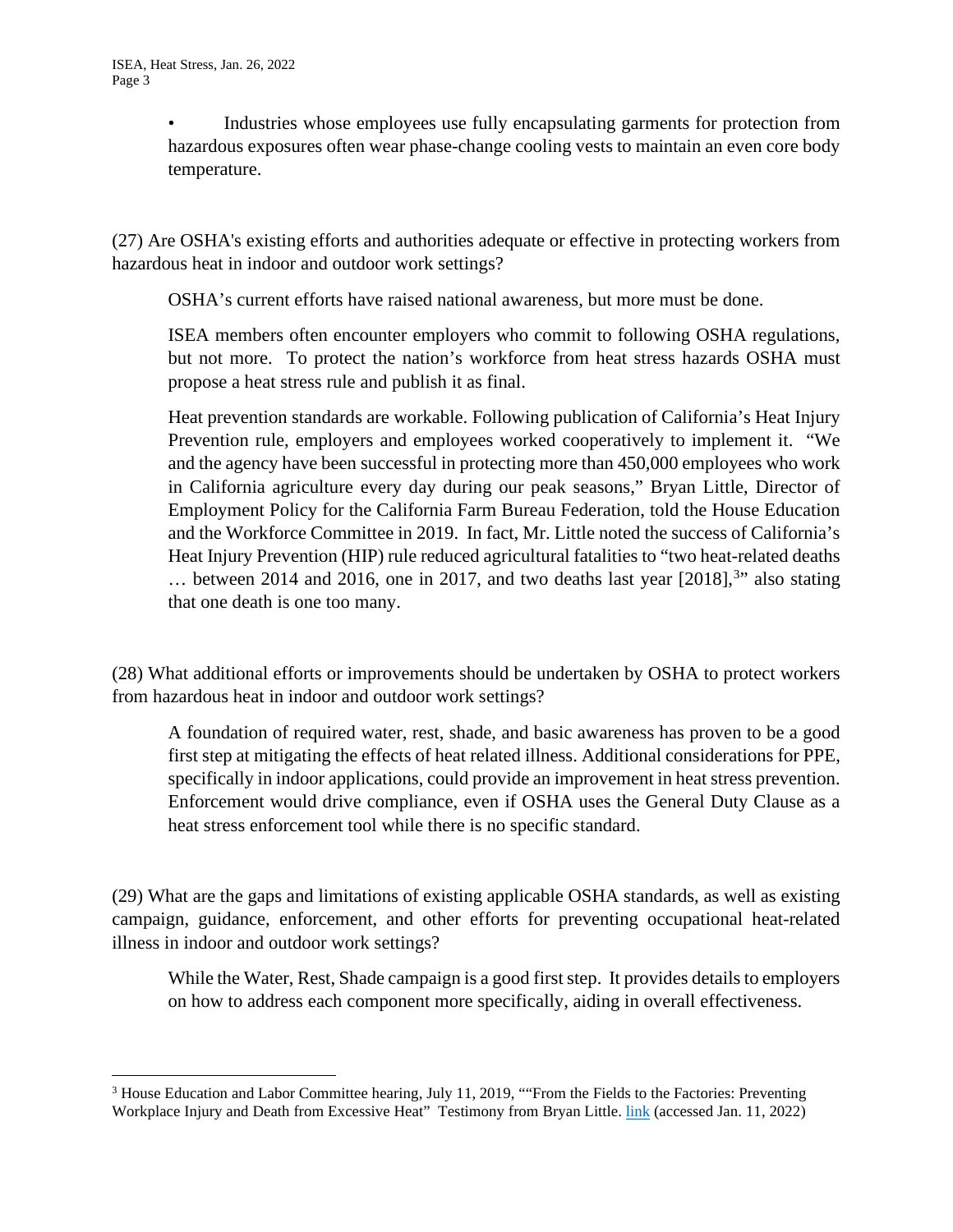- Industries whose employees use fully encapsulating garments for protection from hazardous exposures often wear phase-change cooling vests to maintain an even core body temperature.

(27) Are OSHA's existing efforts and authorities adequate or effective in protecting workers from hazardous heat in indoor and outdoor work settings?

OSHA's current efforts have raised national awareness, but more must be done.

ISEA members often encounter employers who commit to following OSHA regulations, but not more. To protect the nation's workforce from heat stress hazards OSHA must propose a heat stress rule and publish it as final.

Heat prevention standards are workable. Following publication of California's Heat Injury Prevention rule, employers and employees worked cooperatively to implement it. "We and the agency have been successful in protecting more than 450,000 employees who work in California agriculture every day during our peak seasons," Bryan Little, Director of Employment Policy for the California Farm Bureau Federation, told the House Education and the Workforce Committee in 2019. In fact, Mr. Little noted the success of California's Heat Injury Prevention (HIP) rule reduced agricultural fatalities to "two heat-related deaths … between 2014 and 2016, one in 2017, and two deaths last year [2018],[3]" also stating that one death is one too many.

(28) What additional efforts or improvements should be undertaken by OSHA to protect workers from hazardous heat in indoor and outdoor work settings?

A foundation of required water, rest, shade, and basic awareness has proven to be a good first step at mitigating the effects of heat related illness. Additional considerations for PPE, specifically in indoor applications, could provide an improvement in heat stress prevention. Enforcement would drive compliance, even if OSHA uses the General Duty Clause as a heat stress enforcement tool while there is no specific standard.

(29) What are the gaps and limitations of existing applicable OSHA standards, as well as existing campaign, guidance, enforcement, and other efforts for preventing occupational heat-related illness in indoor and outdoor work settings?

While the Water, Rest, Shade campaign is a good first step. It provides details to employers on how to address each component more specifically, aiding in overall effectiveness.

---

[3] House Education and Labor Committee hearing, July 11, 2019, ""From the Fields to the Factories: Preventing Workplace Injury and Death from Excessive Heat" Testimony from Bryan Little. link (accessed Jan. 11, 2022)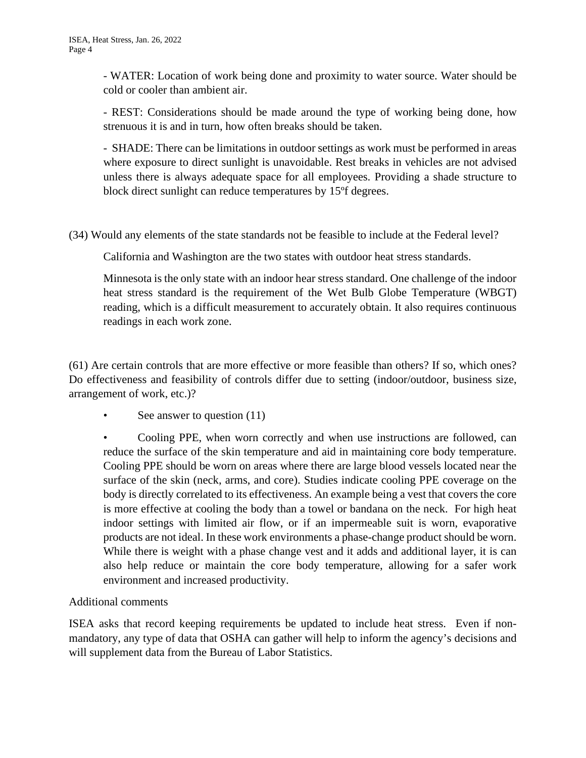- WATER: Location of work being done and proximity to water source. Water should be cold or cooler than ambient air.

- REST: Considerations should be made around the type of working being done, how strenuous it is and in turn, how often breaks should be taken.

- SHADE: There can be limitations in outdoor settings as work must be performed in areas where exposure to direct sunlight is unavoidable. Rest breaks in vehicles are not advised unless there is always adequate space for all employees. Providing a shade structure to block direct sunlight can reduce temperatures by 15ºf degrees.

(34) Would any elements of the state standards not be feasible to include at the Federal level?

California and Washington are the two states with outdoor heat stress standards.

Minnesota is the only state with an indoor hear stress standard. One challenge of the indoor heat stress standard is the requirement of the Wet Bulb Globe Temperature (WBGT) reading, which is a difficult measurement to accurately obtain. It also requires continuous readings in each work zone.

(61) Are certain controls that are more effective or more feasible than others? If so, which ones? Do effectiveness and feasibility of controls differ due to setting (indoor/outdoor, business size, arrangement of work, etc.)?

- See answer to question (11)
- Cooling PPE, when worn correctly and when use instructions are followed, can reduce the surface of the skin temperature and aid in maintaining core body temperature. Cooling PPE should be worn on areas where there are large blood vessels located near the surface of the skin (neck, arms, and core). Studies indicate cooling PPE coverage on the body is directly correlated to its effectiveness. An example being a vest that covers the core is more effective at cooling the body than a towel or bandana on the neck. For high heat indoor settings with limited air flow, or if an impermeable suit is worn, evaporative products are not ideal. In these work environments a phase-change product should be worn. While there is weight with a phase change vest and it adds and additional layer, it is can also help reduce or maintain the core body temperature, allowing for a safer work environment and increased productivity.

Additional comments

ISEA asks that record keeping requirements be updated to include heat stress. Even if non-mandatory, any type of data that OSHA can gather will help to inform the agency's decisions and will supplement data from the Bureau of Labor Statistics.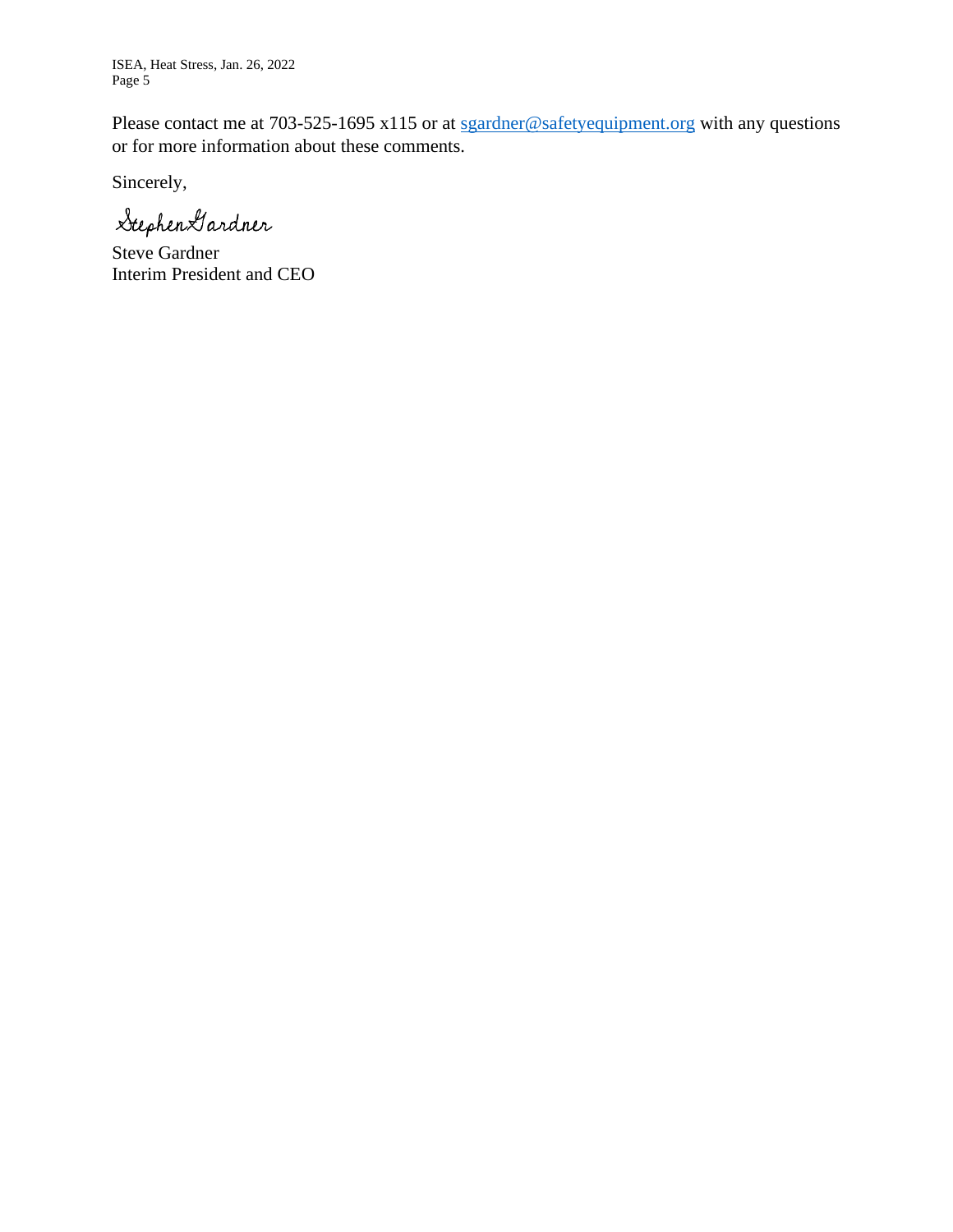Please contact me at 703-525-1695 x115 or at sgardner@safetyequipment.org with any questions or for more information about these comments.

Sincerely,

Stephen Gardner

Steve Gardner
Interim President and CEO